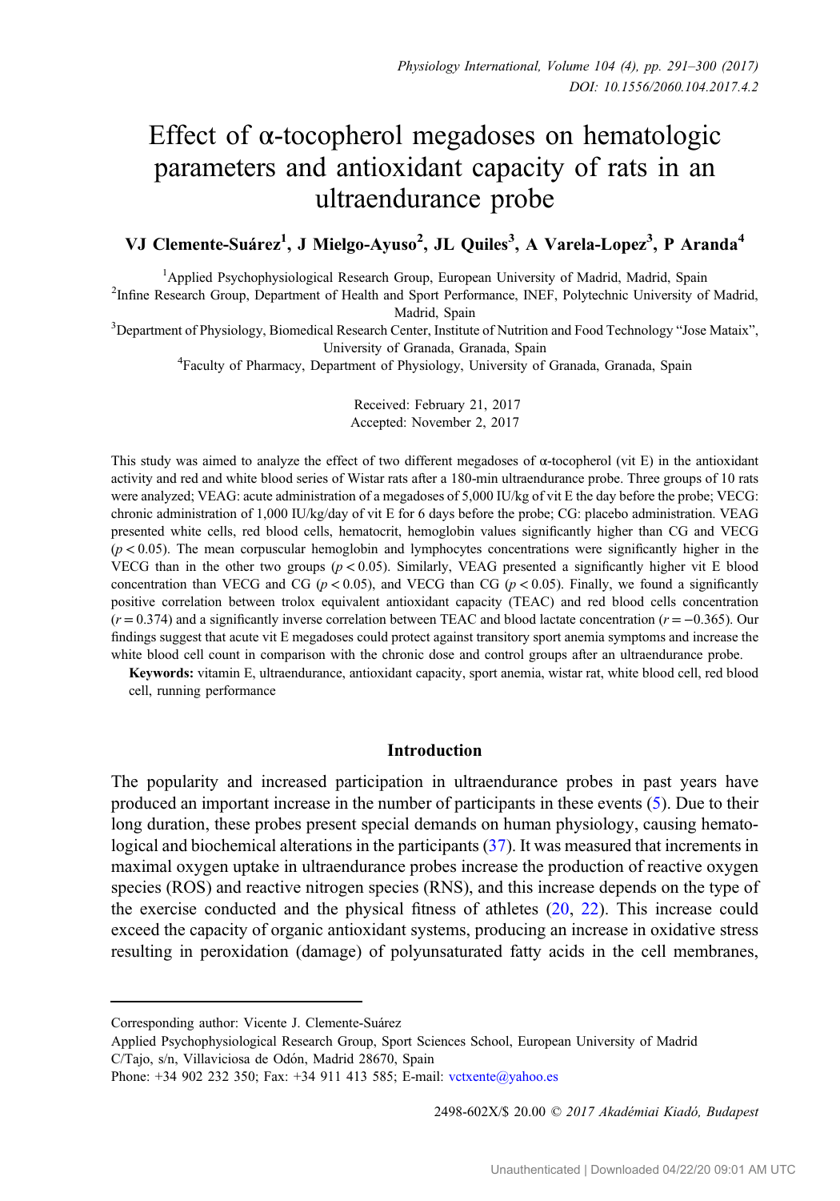# Effect of α-tocopherol megadoses on hematologic parameters and antioxidant capacity of rats in an ultraendurance probe

**VJ Clemente-Suárez[1], J Mielgo-Ayuso[2], JL Quiles[3], A Varela-Lopez[3], P Aranda[4]**

[1]Applied Psychophysiological Research Group, European University of Madrid, Madrid, Spain

[2]Infine Research Group, Department of Health and Sport Performance, INEF, Polytechnic University of Madrid, Madrid, Spain

[3]Department of Physiology, Biomedical Research Center, Institute of Nutrition and Food Technology "Jose Mataix", University of Granada, Granada, Spain

[4]Faculty of Pharmacy, Department of Physiology, University of Granada, Granada, Spain

Received: February 21, 2017

Accepted: November 2, 2017

This study was aimed to analyze the effect of two different megadoses of α-tocopherol (vit E) in the antioxidant activity and red and white blood series of Wistar rats after a 180-min ultraendurance probe. Three groups of 10 rats were analyzed; VEAG: acute administration of a megadoses of 5,000 IU/kg of vit E the day before the probe; VECG: chronic administration of 1,000 IU/kg/day of vit E for 6 days before the probe; CG: placebo administration. VEAG presented white cells, red blood cells, hematocrit, hemoglobin values significantly higher than CG and VECG ($p < 0.05$). The mean corpuscular hemoglobin and lymphocytes concentrations were significantly higher in the VECG than in the other two groups ($p < 0.05$). Similarly, VEAG presented a significantly higher vit E blood concentration than VECG and CG ($p < 0.05$), and VECG than CG ($p < 0.05$). Finally, we found a significantly positive correlation between trolox equivalent antioxidant capacity (TEAC) and red blood cells concentration ($r = 0.374$) and a significantly inverse correlation between TEAC and blood lactate concentration ($r = -0.365$). Our findings suggest that acute vit E megadoses could protect against transitory sport anemia symptoms and increase the white blood cell count in comparison with the chronic dose and control groups after an ultraendurance probe.

**Keywords:** vitamin E, ultraendurance, antioxidant capacity, sport anemia, wistar rat, white blood cell, red blood cell, running performance

## Introduction

The popularity and increased participation in ultraendurance probes in past years have produced an important increase in the number of participants in these events (5). Due to their long duration, these probes present special demands on human physiology, causing hematological and biochemical alterations in the participants (37). It was measured that increments in maximal oxygen uptake in ultraendurance probes increase the production of reactive oxygen species (ROS) and reactive nitrogen species (RNS), and this increase depends on the type of the exercise conducted and the physical fitness of athletes (20, 22). This increase could exceed the capacity of organic antioxidant systems, producing an increase in oxidative stress resulting in peroxidation (damage) of polyunsaturated fatty acids in the cell membranes,

---

Corresponding author: Vicente J. Clemente-Suárez

Applied Psychophysiological Research Group, Sport Sciences School, European University of Madrid

C/Tajo, s/n, Villaviciosa de Odón, Madrid 28670, Spain

Phone: +34 902 232 350; Fax: +34 911 413 585; E-mail: vctxente@yahoo.es

2498-602X/$ 20.00 © 2017 Akadémiai Kiadó, Budapest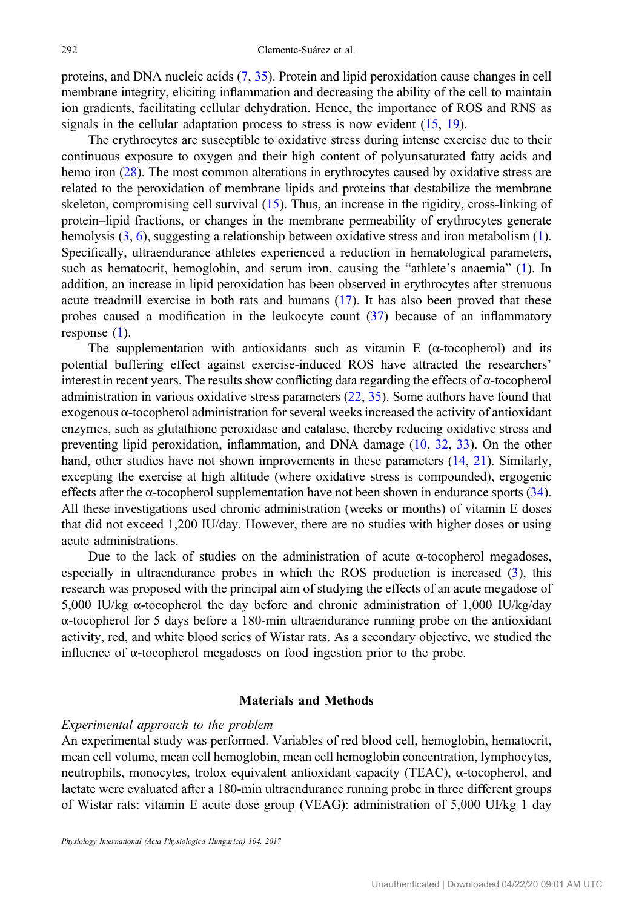proteins, and DNA nucleic acids (7, 35). Protein and lipid peroxidation cause changes in cell membrane integrity, eliciting inflammation and decreasing the ability of the cell to maintain ion gradients, facilitating cellular dehydration. Hence, the importance of ROS and RNS as signals in the cellular adaptation process to stress is now evident (15, 19).

The erythrocytes are susceptible to oxidative stress during intense exercise due to their continuous exposure to oxygen and their high content of polyunsaturated fatty acids and hemo iron (28). The most common alterations in erythrocytes caused by oxidative stress are related to the peroxidation of membrane lipids and proteins that destabilize the membrane skeleton, compromising cell survival (15). Thus, an increase in the rigidity, cross-linking of protein–lipid fractions, or changes in the membrane permeability of erythrocytes generate hemolysis (3, 6), suggesting a relationship between oxidative stress and iron metabolism (1). Specifically, ultraendurance athletes experienced a reduction in hematological parameters, such as hematocrit, hemoglobin, and serum iron, causing the "athlete's anaemia" (1). In addition, an increase in lipid peroxidation has been observed in erythrocytes after strenuous acute treadmill exercise in both rats and humans (17). It has also been proved that these probes caused a modification in the leukocyte count (37) because of an inflammatory response (1).

The supplementation with antioxidants such as vitamin E (α-tocopherol) and its potential buffering effect against exercise-induced ROS have attracted the researchers' interest in recent years. The results show conflicting data regarding the effects of α-tocopherol administration in various oxidative stress parameters (22, 35). Some authors have found that exogenous α-tocopherol administration for several weeks increased the activity of antioxidant enzymes, such as glutathione peroxidase and catalase, thereby reducing oxidative stress and preventing lipid peroxidation, inflammation, and DNA damage (10, 32, 33). On the other hand, other studies have not shown improvements in these parameters (14, 21). Similarly, excepting the exercise at high altitude (where oxidative stress is compounded), ergogenic effects after the α-tocopherol supplementation have not been shown in endurance sports (34). All these investigations used chronic administration (weeks or months) of vitamin E doses that did not exceed 1,200 IU/day. However, there are no studies with higher doses or using acute administrations.

Due to the lack of studies on the administration of acute α-tocopherol megadoses, especially in ultraendurance probes in which the ROS production is increased (3), this research was proposed with the principal aim of studying the effects of an acute megadose of 5,000 IU/kg α-tocopherol the day before and chronic administration of 1,000 IU/kg/day α-tocopherol for 5 days before a 180-min ultraendurance running probe on the antioxidant activity, red, and white blood series of Wistar rats. As a secondary objective, we studied the influence of α-tocopherol megadoses on food ingestion prior to the probe.

## Materials and Methods

*Experimental approach to the problem*

An experimental study was performed. Variables of red blood cell, hemoglobin, hematocrit, mean cell volume, mean cell hemoglobin, mean cell hemoglobin concentration, lymphocytes, neutrophils, monocytes, trolox equivalent antioxidant capacity (TEAC), α-tocopherol, and lactate were evaluated after a 180-min ultraendurance running probe in three different groups of Wistar rats: vitamin E acute dose group (VEAG): administration of 5,000 UI/kg 1 day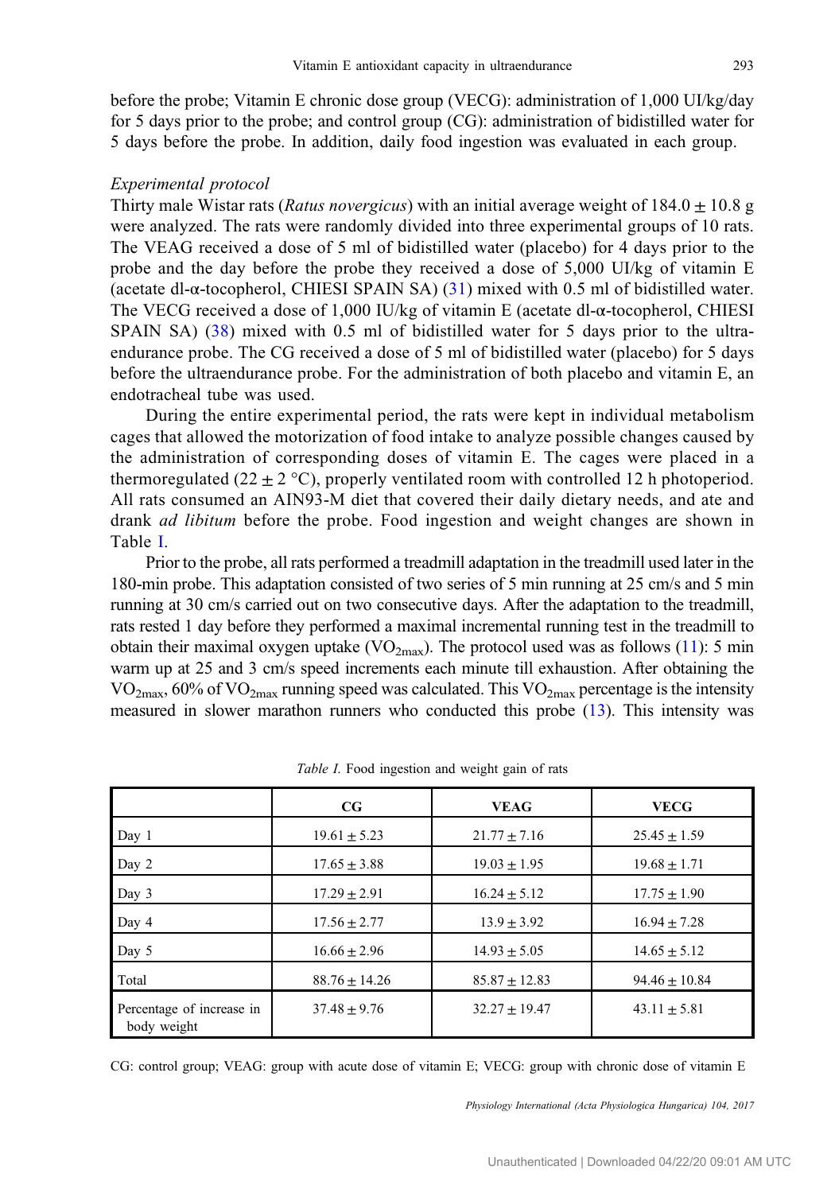before the probe; Vitamin E chronic dose group (VECG): administration of 1,000 UI/kg/day for 5 days prior to the probe; and control group (CG): administration of bidistilled water for 5 days before the probe. In addition, daily food ingestion was evaluated in each group.

### *Experimental protocol*

Thirty male Wistar rats (*Ratus novergicus*) with an initial average weight of 184.0 ± 10.8 g were analyzed. The rats were randomly divided into three experimental groups of 10 rats. The VEAG received a dose of 5 ml of bidistilled water (placebo) for 4 days prior to the probe and the day before the probe they received a dose of 5,000 UI/kg of vitamin E (acetate dl-α-tocopherol, CHIESI SPAIN SA) (31) mixed with 0.5 ml of bidistilled water. The VECG received a dose of 1,000 IU/kg of vitamin E (acetate dl-α-tocopherol, CHIESI SPAIN SA) (38) mixed with 0.5 ml of bidistilled water for 5 days prior to the ultraendurance probe. The CG received a dose of 5 ml of bidistilled water (placebo) for 5 days before the ultraendurance probe. For the administration of both placebo and vitamin E, an endotracheal tube was used.

During the entire experimental period, the rats were kept in individual metabolism cages that allowed the motorization of food intake to analyze possible changes caused by the administration of corresponding doses of vitamin E. The cages were placed in a thermoregulated (22 ± 2 °C), properly ventilated room with controlled 12 h photoperiod. All rats consumed an AIN93-M diet that covered their daily dietary needs, and ate and drank *ad libitum* before the probe. Food ingestion and weight changes are shown in Table I.

Prior to the probe, all rats performed a treadmill adaptation in the treadmill used later in the 180-min probe. This adaptation consisted of two series of 5 min running at 25 cm/s and 5 min running at 30 cm/s carried out on two consecutive days. After the adaptation to the treadmill, rats rested 1 day before they performed a maximal incremental running test in the treadmill to obtain their maximal oxygen uptake ($VO_{2max}$). The protocol used was as follows (11): 5 min warm up at 25 and 3 cm/s speed increments each minute till exhaustion. After obtaining the $VO_{2max}$, 60% of $VO_{2max}$ running speed was calculated. This $VO_{2max}$ percentage is the intensity measured in slower marathon runners who conducted this probe (13). This intensity was

*Table I.* Food ingestion and weight gain of rats

| | CG | VEAG | VECG |
|---|---|---|---|
| Day 1 | 19.61 ± 5.23 | 21.77 ± 7.16 | 25.45 ± 1.59 |
| Day 2 | 17.65 ± 3.88 | 19.03 ± 1.95 | 19.68 ± 1.71 |
| Day 3 | 17.29 ± 2.91 | 16.24 ± 5.12 | 17.75 ± 1.90 |
| Day 4 | 17.56 ± 2.77 | 13.9 ± 3.92 | 16.94 ± 7.28 |
| Day 5 | 16.66 ± 2.96 | 14.93 ± 5.05 | 14.65 ± 5.12 |
| Total | 88.76 ± 14.26 | 85.87 ± 12.83 | 94.46 ± 10.84 |
| Percentage of increase in body weight | 37.48 ± 9.76 | 32.27 ± 19.47 | 43.11 ± 5.81 |

CG: control group; VEAG: group with acute dose of vitamin E; VECG: group with chronic dose of vitamin E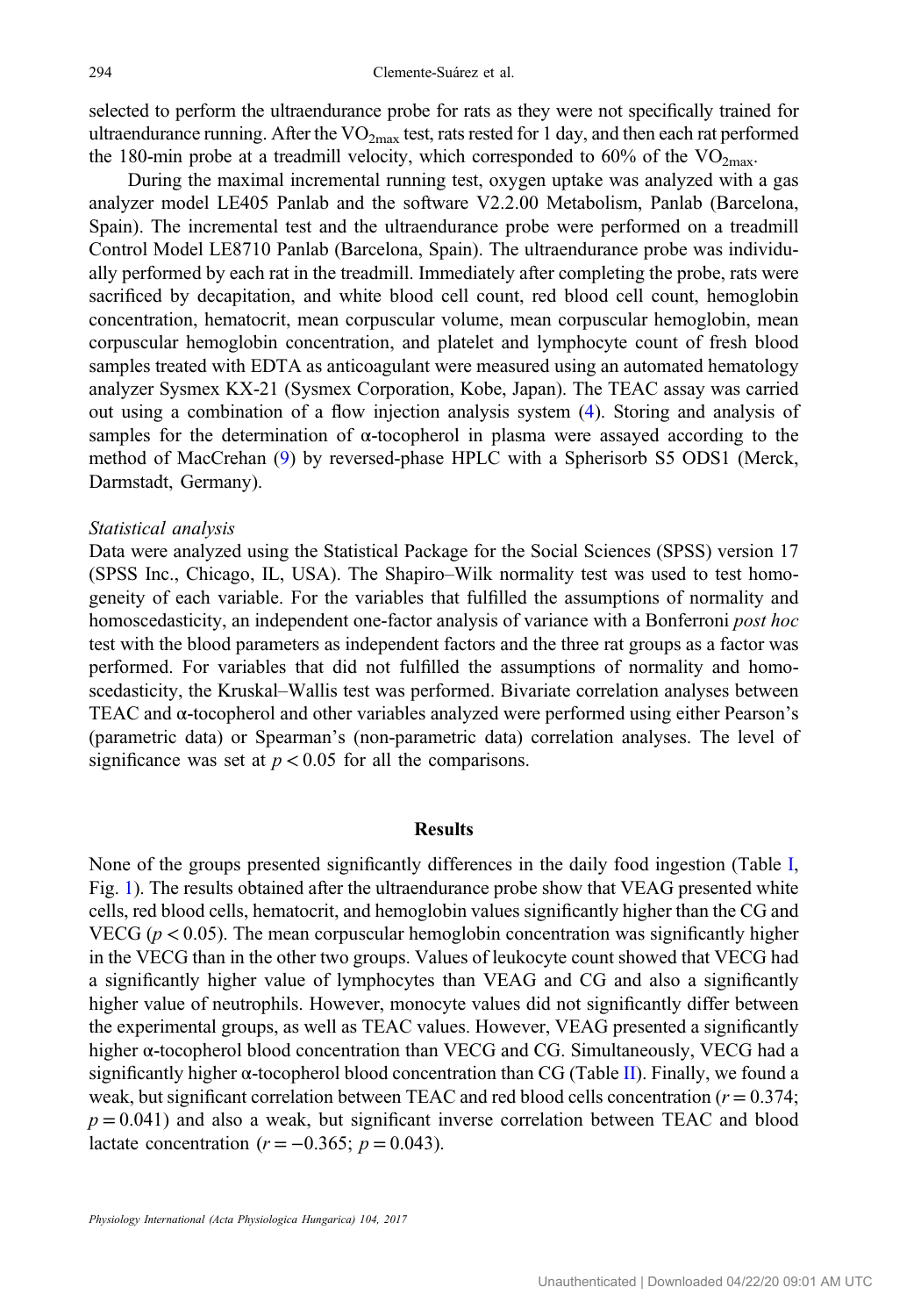selected to perform the ultraendurance probe for rats as they were not specifically trained for ultraendurance running. After the $VO_{2max}$ test, rats rested for 1 day, and then each rat performed the 180-min probe at a treadmill velocity, which corresponded to 60% of the $VO_{2max}$.

During the maximal incremental running test, oxygen uptake was analyzed with a gas analyzer model LE405 Panlab and the software V2.2.00 Metabolism, Panlab (Barcelona, Spain). The incremental test and the ultraendurance probe were performed on a treadmill Control Model LE8710 Panlab (Barcelona, Spain). The ultraendurance probe was individually performed by each rat in the treadmill. Immediately after completing the probe, rats were sacrificed by decapitation, and white blood cell count, red blood cell count, hemoglobin concentration, hematocrit, mean corpuscular volume, mean corpuscular hemoglobin, mean corpuscular hemoglobin concentration, and platelet and lymphocyte count of fresh blood samples treated with EDTA as anticoagulant were measured using an automated hematology analyzer Sysmex KX-21 (Sysmex Corporation, Kobe, Japan). The TEAC assay was carried out using a combination of a flow injection analysis system (4). Storing and analysis of samples for the determination of α-tocopherol in plasma were assayed according to the method of MacCrehan (9) by reversed-phase HPLC with a Spherisorb S5 ODS1 (Merck, Darmstadt, Germany).

### *Statistical analysis*

Data were analyzed using the Statistical Package for the Social Sciences (SPSS) version 17 (SPSS Inc., Chicago, IL, USA). The Shapiro–Wilk normality test was used to test homogeneity of each variable. For the variables that fulfilled the assumptions of normality and homoscedasticity, an independent one-factor analysis of variance with a Bonferroni *post hoc* test with the blood parameters as independent factors and the three rat groups as a factor was performed. For variables that did not fulfilled the assumptions of normality and homoscedasticity, the Kruskal–Wallis test was performed. Bivariate correlation analyses between TEAC and α-tocopherol and other variables analyzed were performed using either Pearson's (parametric data) or Spearman's (non-parametric data) correlation analyses. The level of significance was set at $p < 0.05$ for all the comparisons.

## Results

None of the groups presented significantly differences in the daily food ingestion (Table I, Fig. 1). The results obtained after the ultraendurance probe show that VEAG presented white cells, red blood cells, hematocrit, and hemoglobin values significantly higher than the CG and VECG ($p < 0.05$). The mean corpuscular hemoglobin concentration was significantly higher in the VECG than in the other two groups. Values of leukocyte count showed that VECG had a significantly higher value of lymphocytes than VEAG and CG and also a significantly higher value of neutrophils. However, monocyte values did not significantly differ between the experimental groups, as well as TEAC values. However, VEAG presented a significantly higher α-tocopherol blood concentration than VECG and CG. Simultaneously, VECG had a significantly higher α-tocopherol blood concentration than CG (Table II). Finally, we found a weak, but significant correlation between TEAC and red blood cells concentration ($r = 0.374$; $p = 0.041$) and also a weak, but significant inverse correlation between TEAC and blood lactate concentration ($r = -0.365$; $p = 0.043$).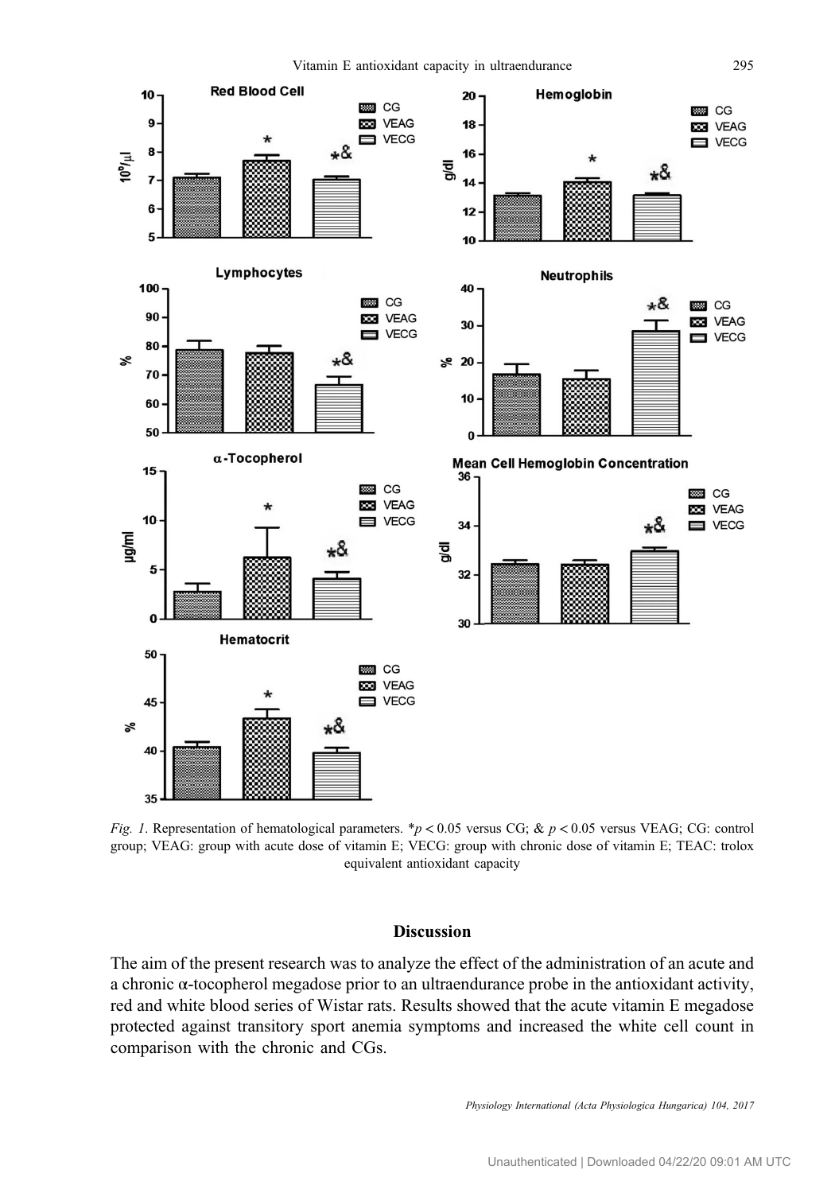*Fig. 1*. Representation of hematological parameters. $*p < 0.05$ versus CG; & $p < 0.05$ versus VEAG; CG: control group; VEAG: group with acute dose of vitamin E; VECG: group with chronic dose of vitamin E; TEAC: trolox equivalent antioxidant capacity

## Discussion

The aim of the present research was to analyze the effect of the administration of an acute and a chronic α-tocopherol megadose prior to an ultraendurance probe in the antioxidant activity, red and white blood series of Wistar rats. Results showed that the acute vitamin E megadose protected against transitory sport anemia symptoms and increased the white cell count in comparison with the chronic and CGs.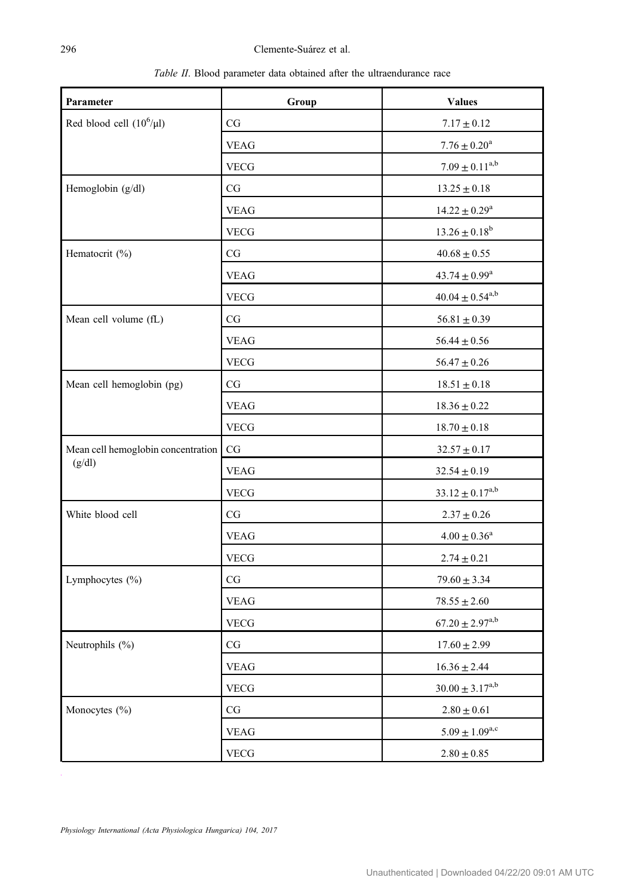*Table II*. Blood parameter data obtained after the ultraendurance race

| Parameter | Group | Values |
|---|---|---|
| Red blood cell ($10^6$/μl) | CG | $7.17 \pm 0.12$ |
| | VEAG | $7.76 \pm 0.20^{a}$ |
| | VECG | $7.09 \pm 0.11^{a,b}$ |
| Hemoglobin (g/dl) | CG | $13.25 \pm 0.18$ |
| | VEAG | $14.22 \pm 0.29^{a}$ |
| | VECG | $13.26 \pm 0.18^{b}$ |
| Hematocrit (%) | CG | $40.68 \pm 0.55$ |
| | VEAG | $43.74 \pm 0.99^{a}$ |
| | VECG | $40.04 \pm 0.54^{a,b}$ |
| Mean cell volume (fL) | CG | $56.81 \pm 0.39$ |
| | VEAG | $56.44 \pm 0.56$ |
| | VECG | $56.47 \pm 0.26$ |
| Mean cell hemoglobin (pg) | CG | $18.51 \pm 0.18$ |
| | VEAG | $18.36 \pm 0.22$ |
| | VECG | $18.70 \pm 0.18$ |
| Mean cell hemoglobin concentration (g/dl) | CG | $32.57 \pm 0.17$ |
| | VEAG | $32.54 \pm 0.19$ |
| | VECG | $33.12 \pm 0.17^{a,b}$ |
| White blood cell | CG | $2.37 \pm 0.26$ |
| | VEAG | $4.00 \pm 0.36^{a}$ |
| | VECG | $2.74 \pm 0.21$ |
| Lymphocytes (%) | CG | $79.60 \pm 3.34$ |
| | VEAG | $78.55 \pm 2.60$ |
| | VECG | $67.20 \pm 2.97^{a,b}$ |
| Neutrophils (%) | CG | $17.60 \pm 2.99$ |
| | VEAG | $16.36 \pm 2.44$ |
| | VECG | $30.00 \pm 3.17^{a,b}$ |
| Monocytes (%) | CG | $2.80 \pm 0.61$ |
| | VEAG | $5.09 \pm 1.09^{a,c}$ |
| | VECG | $2.80 \pm 0.85$ |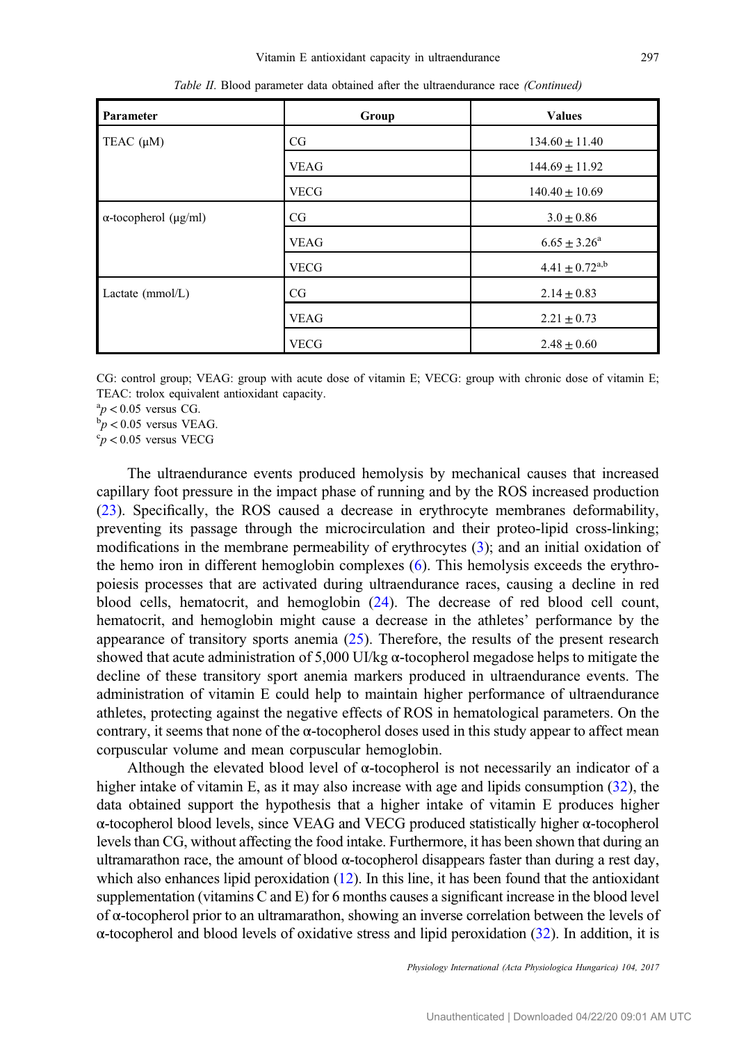*Table II.* Blood parameter data obtained after the ultraendurance race *(Continued)*

| Parameter | Group | Values |
|---|---|---|
| TEAC (μM) | CG | 134.60 ± 11.40 |
| | VEAG | 144.69 ± 11.92 |
| | VECG | 140.40 ± 10.69 |
| α-tocopherol (μg/ml) | CG | 3.0 ± 0.86 |
| | VEAG | 6.65 ± 3.26[a] |
| | VECG | 4.41 ± 0.72[a,b] |
| Lactate (mmol/L) | CG | 2.14 ± 0.83 |
| | VEAG | 2.21 ± 0.73 |
| | VECG | 2.48 ± 0.60 |

CG: control group; VEAG: group with acute dose of vitamin E; VECG: group with chronic dose of vitamin E; TEAC: trolox equivalent antioxidant capacity.
[a] $p < 0.05$ versus CG.
[b] $p < 0.05$ versus VEAG.
[c] $p < 0.05$ versus VECG

The ultraendurance events produced hemolysis by mechanical causes that increased capillary foot pressure in the impact phase of running and by the ROS increased production (23). Specifically, the ROS caused a decrease in erythrocyte membranes deformability, preventing its passage through the microcirculation and their proteo-lipid cross-linking; modifications in the membrane permeability of erythrocytes (3); and an initial oxidation of the hemo iron in different hemoglobin complexes (6). This hemolysis exceeds the erythropoiesis processes that are activated during ultraendurance races, causing a decline in red blood cells, hematocrit, and hemoglobin (24). The decrease of red blood cell count, hematocrit, and hemoglobin might cause a decrease in the athletes' performance by the appearance of transitory sports anemia (25). Therefore, the results of the present research showed that acute administration of 5,000 UI/kg α-tocopherol megadose helps to mitigate the decline of these transitory sport anemia markers produced in ultraendurance events. The administration of vitamin E could help to maintain higher performance of ultraendurance athletes, protecting against the negative effects of ROS in hematological parameters. On the contrary, it seems that none of the α-tocopherol doses used in this study appear to affect mean corpuscular volume and mean corpuscular hemoglobin.

Although the elevated blood level of α-tocopherol is not necessarily an indicator of a higher intake of vitamin E, as it may also increase with age and lipids consumption (32), the data obtained support the hypothesis that a higher intake of vitamin E produces higher α-tocopherol blood levels, since VEAG and VECG produced statistically higher α-tocopherol levels than CG, without affecting the food intake. Furthermore, it has been shown that during an ultramarathon race, the amount of blood α-tocopherol disappears faster than during a rest day, which also enhances lipid peroxidation (12). In this line, it has been found that the antioxidant supplementation (vitamins C and E) for 6 months causes a significant increase in the blood level of α-tocopherol prior to an ultramarathon, showing an inverse correlation between the levels of α-tocopherol and blood levels of oxidative stress and lipid peroxidation (32). In addition, it is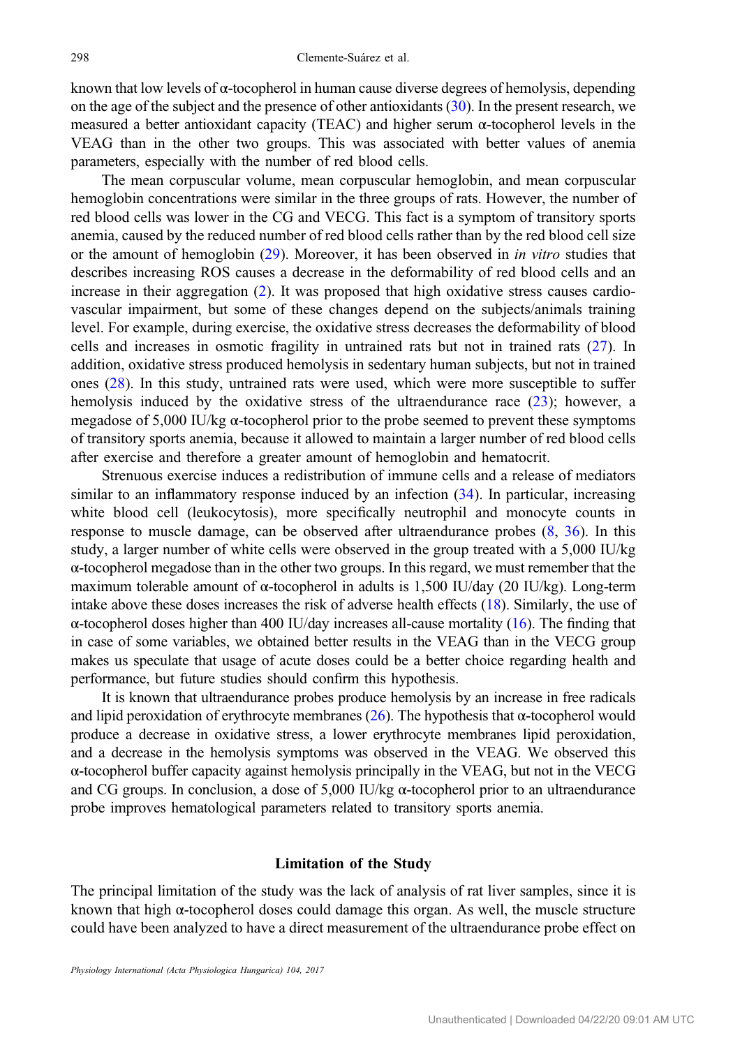known that low levels of α-tocopherol in human cause diverse degrees of hemolysis, depending on the age of the subject and the presence of other antioxidants (30). In the present research, we measured a better antioxidant capacity (TEAC) and higher serum α-tocopherol levels in the VEAG than in the other two groups. This was associated with better values of anemia parameters, especially with the number of red blood cells.

The mean corpuscular volume, mean corpuscular hemoglobin, and mean corpuscular hemoglobin concentrations were similar in the three groups of rats. However, the number of red blood cells was lower in the CG and VECG. This fact is a symptom of transitory sports anemia, caused by the reduced number of red blood cells rather than by the red blood cell size or the amount of hemoglobin (29). Moreover, it has been observed in *in vitro* studies that describes increasing ROS causes a decrease in the deformability of red blood cells and an increase in their aggregation (2). It was proposed that high oxidative stress causes cardiovascular impairment, but some of these changes depend on the subjects/animals training level. For example, during exercise, the oxidative stress decreases the deformability of blood cells and increases in osmotic fragility in untrained rats but not in trained rats (27). In addition, oxidative stress produced hemolysis in sedentary human subjects, but not in trained ones (28). In this study, untrained rats were used, which were more susceptible to suffer hemolysis induced by the oxidative stress of the ultraendurance race (23); however, a megadose of 5,000 IU/kg α-tocopherol prior to the probe seemed to prevent these symptoms of transitory sports anemia, because it allowed to maintain a larger number of red blood cells after exercise and therefore a greater amount of hemoglobin and hematocrit.

Strenuous exercise induces a redistribution of immune cells and a release of mediators similar to an inflammatory response induced by an infection (34). In particular, increasing white blood cell (leukocytosis), more specifically neutrophil and monocyte counts in response to muscle damage, can be observed after ultraendurance probes (8, 36). In this study, a larger number of white cells were observed in the group treated with a 5,000 IU/kg α-tocopherol megadose than in the other two groups. In this regard, we must remember that the maximum tolerable amount of α-tocopherol in adults is 1,500 IU/day (20 IU/kg). Long-term intake above these doses increases the risk of adverse health effects (18). Similarly, the use of α-tocopherol doses higher than 400 IU/day increases all-cause mortality (16). The finding that in case of some variables, we obtained better results in the VEAG than in the VECG group makes us speculate that usage of acute doses could be a better choice regarding health and performance, but future studies should confirm this hypothesis.

It is known that ultraendurance probes produce hemolysis by an increase in free radicals and lipid peroxidation of erythrocyte membranes (26). The hypothesis that α-tocopherol would produce a decrease in oxidative stress, a lower erythrocyte membranes lipid peroxidation, and a decrease in the hemolysis symptoms was observed in the VEAG. We observed this α-tocopherol buffer capacity against hemolysis principally in the VEAG, but not in the VECG and CG groups. In conclusion, a dose of 5,000 IU/kg α-tocopherol prior to an ultraendurance probe improves hematological parameters related to transitory sports anemia.

## Limitation of the Study

The principal limitation of the study was the lack of analysis of rat liver samples, since it is known that high α-tocopherol doses could damage this organ. As well, the muscle structure could have been analyzed to have a direct measurement of the ultraendurance probe effect on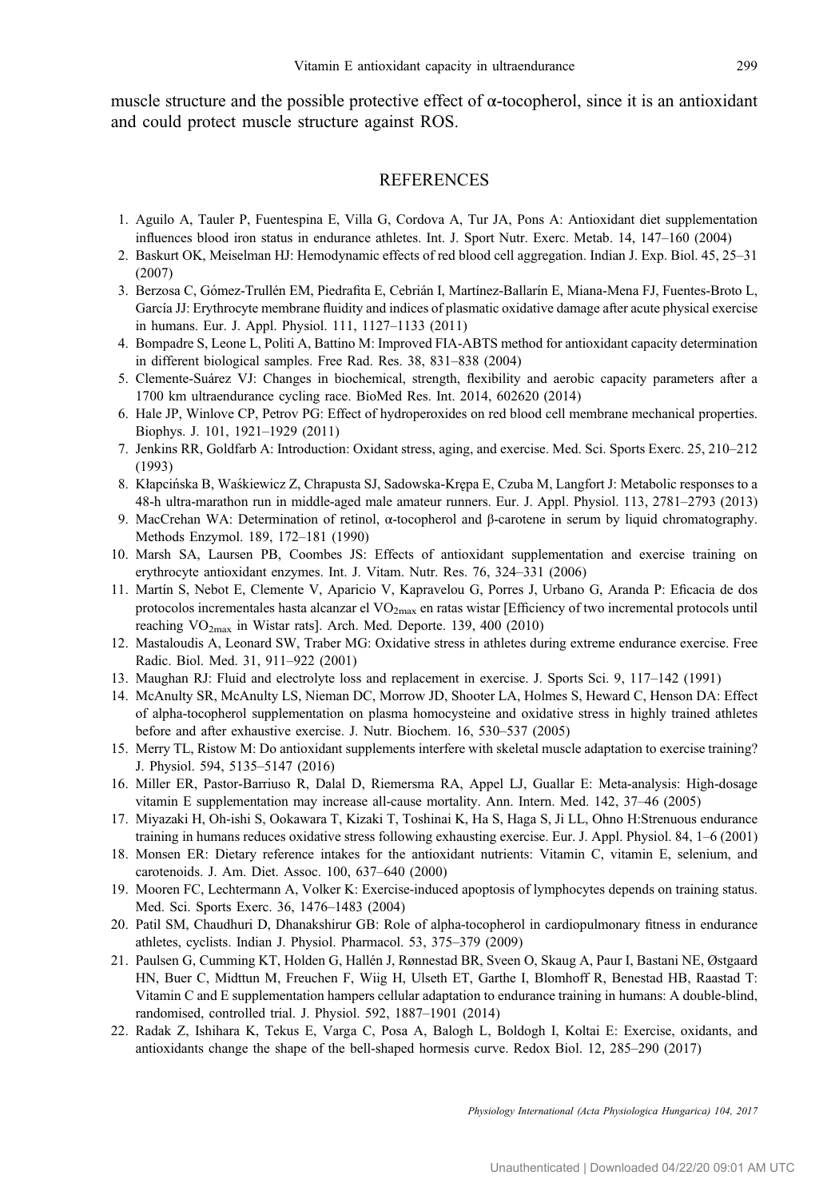muscle structure and the possible protective effect of α-tocopherol, since it is an antioxidant and could protect muscle structure against ROS.

## REFERENCES

1. Aguilo A, Tauler P, Fuentespina E, Villa G, Cordova A, Tur JA, Pons A: Antioxidant diet supplementation influences blood iron status in endurance athletes. Int. J. Sport Nutr. Exerc. Metab. 14, 147–160 (2004)
2. Baskurt OK, Meiselman HJ: Hemodynamic effects of red blood cell aggregation. Indian J. Exp. Biol. 45, 25–31 (2007)
3. Berzosa C, Gómez-Trullén EM, Piedrafita E, Cebrián I, Martínez-Ballarín E, Miana-Mena FJ, Fuentes-Broto L, García JJ: Erythrocyte membrane fluidity and indices of plasmatic oxidative damage after acute physical exercise in humans. Eur. J. Appl. Physiol. 111, 1127–1133 (2011)
4. Bompadre S, Leone L, Politi A, Battino M: Improved FIA-ABTS method for antioxidant capacity determination in different biological samples. Free Rad. Res. 38, 831–838 (2004)
5. Clemente-Suárez VJ: Changes in biochemical, strength, flexibility and aerobic capacity parameters after a 1700 km ultraendurance cycling race. BioMed Res. Int. 2014, 602620 (2014)
6. Hale JP, Winlove CP, Petrov PG: Effect of hydroperoxides on red blood cell membrane mechanical properties. Biophys. J. 101, 1921–1929 (2011)
7. Jenkins RR, Goldfarb A: Introduction: Oxidant stress, aging, and exercise. Med. Sci. Sports Exerc. 25, 210–212 (1993)
8. Kłapcińska B, Waśkiewicz Z, Chrapusta SJ, Sadowska-Krępa E, Czuba M, Langfort J: Metabolic responses to a 48-h ultra-marathon run in middle-aged male amateur runners. Eur. J. Appl. Physiol. 113, 2781–2793 (2013)
9. MacCrehan WA: Determination of retinol, α-tocopherol and β-carotene in serum by liquid chromatography. Methods Enzymol. 189, 172–181 (1990)
10. Marsh SA, Laursen PB, Coombes JS: Effects of antioxidant supplementation and exercise training on erythrocyte antioxidant enzymes. Int. J. Vitam. Nutr. Res. 76, 324–331 (2006)
11. Martín S, Nebot E, Clemente V, Aparicio V, Kapravelou G, Porres J, Urbano G, Aranda P: Eficacia de dos protocolos incrementales hasta alcanzar el $VO_{2max}$ en ratas wistar [Efficiency of two incremental protocols until reaching $VO_{2max}$ in Wistar rats]. Arch. Med. Deporte. 139, 400 (2010)
12. Mastaloudis A, Leonard SW, Traber MG: Oxidative stress in athletes during extreme endurance exercise. Free Radic. Biol. Med. 31, 911–922 (2001)
13. Maughan RJ: Fluid and electrolyte loss and replacement in exercise. J. Sports Sci. 9, 117–142 (1991)
14. McAnulty SR, McAnulty LS, Nieman DC, Morrow JD, Shooter LA, Holmes S, Heward C, Henson DA: Effect of alpha-tocopherol supplementation on plasma homocysteine and oxidative stress in highly trained athletes before and after exhaustive exercise. J. Nutr. Biochem. 16, 530–537 (2005)
15. Merry TL, Ristow M: Do antioxidant supplements interfere with skeletal muscle adaptation to exercise training? J. Physiol. 594, 5135–5147 (2016)
16. Miller ER, Pastor-Barriuso R, Dalal D, Riemersma RA, Appel LJ, Guallar E: Meta-analysis: High-dosage vitamin E supplementation may increase all-cause mortality. Ann. Intern. Med. 142, 37–46 (2005)
17. Miyazaki H, Oh-ishi S, Ookawara T, Kizaki T, Toshinai K, Ha S, Haga S, Ji LL, Ohno H:Strenuous endurance training in humans reduces oxidative stress following exhausting exercise. Eur. J. Appl. Physiol. 84, 1–6 (2001)
18. Monsen ER: Dietary reference intakes for the antioxidant nutrients: Vitamin C, vitamin E, selenium, and carotenoids. J. Am. Diet. Assoc. 100, 637–640 (2000)
19. Mooren FC, Lechtermann A, Volker K: Exercise-induced apoptosis of lymphocytes depends on training status. Med. Sci. Sports Exerc. 36, 1476–1483 (2004)
20. Patil SM, Chaudhuri D, Dhanakshirur GB: Role of alpha-tocopherol in cardiopulmonary fitness in endurance athletes, cyclists. Indian J. Physiol. Pharmacol. 53, 375–379 (2009)
21. Paulsen G, Cumming KT, Holden G, Hallén J, Rønnestad BR, Sveen O, Skaug A, Paur I, Bastani NE, Østgaard HN, Buer C, Midttun M, Freuchen F, Wiig H, Ulseth ET, Garthe I, Blomhoff R, Benestad HB, Raastad T: Vitamin C and E supplementation hampers cellular adaptation to endurance training in humans: A double-blind, randomised, controlled trial. J. Physiol. 592, 1887–1901 (2014)
22. Radak Z, Ishihara K, Tekus E, Varga C, Posa A, Balogh L, Boldogh I, Koltai E: Exercise, oxidants, and antioxidants change the shape of the bell-shaped hormesis curve. Redox Biol. 12, 285–290 (2017)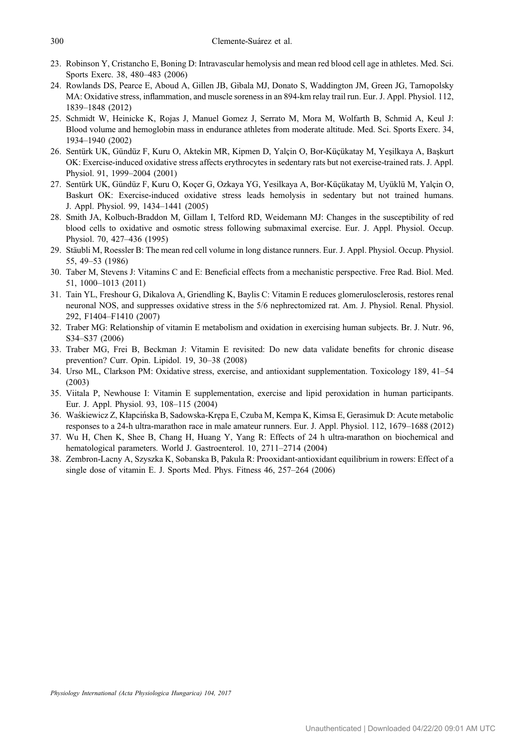23. Robinson Y, Cristancho E, Boning D: Intravascular hemolysis and mean red blood cell age in athletes. Med. Sci. Sports Exerc. 38, 480–483 (2006)
24. Rowlands DS, Pearce E, Aboud A, Gillen JB, Gibala MJ, Donato S, Waddington JM, Green JG, Tarnopolsky MA: Oxidative stress, inflammation, and muscle soreness in an 894-km relay trail run. Eur. J. Appl. Physiol. 112, 1839–1848 (2012)
25. Schmidt W, Heinicke K, Rojas J, Manuel Gomez J, Serrato M, Mora M, Wolfarth B, Schmid A, Keul J: Blood volume and hemoglobin mass in endurance athletes from moderate altitude. Med. Sci. Sports Exerc. 34, 1934–1940 (2002)
26. Sentürk UK, Gündüz F, Kuru O, Aktekin MR, Kipmen D, Yalçin O, Bor-Küçükatay M, Yeşilkaya A, Başkurt OK: Exercise-induced oxidative stress affects erythrocytes in sedentary rats but not exercise-trained rats. J. Appl. Physiol. 91, 1999–2004 (2001)
27. Sentürk UK, Gündüz F, Kuru O, Koçer G, Ozkaya YG, Yesilkaya A, Bor-Küçükatay M, Uyüklü M, Yalçin O, Baskurt OK: Exercise-induced oxidative stress leads hemolysis in sedentary but not trained humans. J. Appl. Physiol. 99, 1434–1441 (2005)
28. Smith JA, Kolbuch-Braddon M, Gillam I, Telford RD, Weidemann MJ: Changes in the susceptibility of red blood cells to oxidative and osmotic stress following submaximal exercise. Eur. J. Appl. Physiol. Occup. Physiol. 70, 427–436 (1995)
29. Stäubli M, Roessler B: The mean red cell volume in long distance runners. Eur. J. Appl. Physiol. Occup. Physiol. 55, 49–53 (1986)
30. Taber M, Stevens J: Vitamins C and E: Beneficial effects from a mechanistic perspective. Free Rad. Biol. Med. 51, 1000–1013 (2011)
31. Tain YL, Freshour G, Dikalova A, Griendling K, Baylis C: Vitamin E reduces glomerulosclerosis, restores renal neuronal NOS, and suppresses oxidative stress in the 5/6 nephrectomized rat. Am. J. Physiol. Renal. Physiol. 292, F1404–F1410 (2007)
32. Traber MG: Relationship of vitamin E metabolism and oxidation in exercising human subjects. Br. J. Nutr. 96, S34–S37 (2006)
33. Traber MG, Frei B, Beckman J: Vitamin E revisited: Do new data validate benefits for chronic disease prevention? Curr. Opin. Lipidol. 19, 30–38 (2008)
34. Urso ML, Clarkson PM: Oxidative stress, exercise, and antioxidant supplementation. Toxicology 189, 41–54 (2003)
35. Viitala P, Newhouse I: Vitamin E supplementation, exercise and lipid peroxidation in human participants. Eur. J. Appl. Physiol. 93, 108–115 (2004)
36. Waśkiewicz Z, Kłapcińska B, Sadowska-Krępa E, Czuba M, Kempa K, Kimsa E, Gerasimuk D: Acute metabolic responses to a 24-h ultra-marathon race in male amateur runners. Eur. J. Appl. Physiol. 112, 1679–1688 (2012)
37. Wu H, Chen K, Shee B, Chang H, Huang Y, Yang R: Effects of 24 h ultra-marathon on biochemical and hematological parameters. World J. Gastroenterol. 10, 2711–2714 (2004)
38. Zembron-Lacny A, Szyszka K, Sobanska B, Pakula R: Prooxidant-antioxidant equilibrium in rowers: Effect of a single dose of vitamin E. J. Sports Med. Phys. Fitness 46, 257–264 (2006)